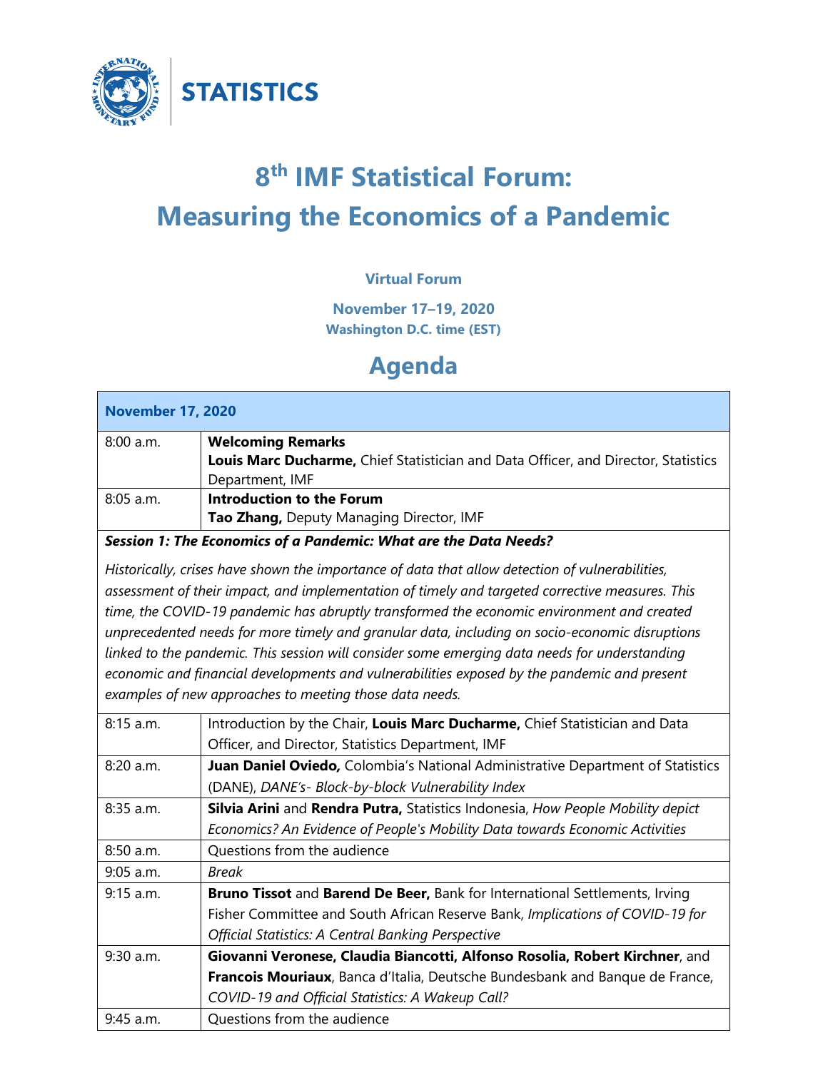STATISTICS

# 8th IMF Statistical Forum: Measuring the Economics of a Pandemic

**Virtual Forum**

**November 17–19, 2020**
**Washington D.C. time (EST)**

## Agenda

| **November 17, 2020** | |
|---|---|
| 8:00 a.m. | **Welcoming Remarks**<br>**Louis Marc Ducharme,** Chief Statistician and Data Officer, and Director, Statistics Department, IMF |
| 8:05 a.m. | **Introduction to the Forum**<br>**Tao Zhang,** Deputy Managing Director, IMF |
| ***Session 1: The Economics of a Pandemic: What are the Data Needs?***<br><br>*Historically, crises have shown the importance of data that allow detection of vulnerabilities, assessment of their impact, and implementation of timely and targeted corrective measures. This time, the COVID-19 pandemic has abruptly transformed the economic environment and created unprecedented needs for more timely and granular data, including on socio-economic disruptions linked to the pandemic. This session will consider some emerging data needs for understanding economic and financial developments and vulnerabilities exposed by the pandemic and present examples of new approaches to meeting those data needs.* | |
| 8:15 a.m. | Introduction by the Chair, **Louis Marc Ducharme,** Chief Statistician and Data Officer, and Director, Statistics Department, IMF |
| 8:20 a.m. | **Juan Daniel Oviedo,** Colombia's National Administrative Department of Statistics (DANE), *DANE's- Block-by-block Vulnerability Index* |
| 8:35 a.m. | **Silvia Arini** and **Rendra Putra,** Statistics Indonesia, *How People Mobility depict Economics? An Evidence of People's Mobility Data towards Economic Activities* |
| 8:50 a.m. | Questions from the audience |
| 9:05 a.m. | *Break* |
| 9:15 a.m. | **Bruno Tissot** and **Barend De Beer,** Bank for International Settlements, Irving Fisher Committee and South African Reserve Bank, *Implications of COVID-19 for Official Statistics: A Central Banking Perspective* |
| 9:30 a.m. | **Giovanni Veronese, Claudia Biancotti, Alfonso Rosolia, Robert Kirchner**, and **Francois Mouriaux**, Banca d'Italia, Deutsche Bundesbank and Banque de France, *COVID-19 and Official Statistics: A Wakeup Call?* |
| 9:45 a.m. | Questions from the audience |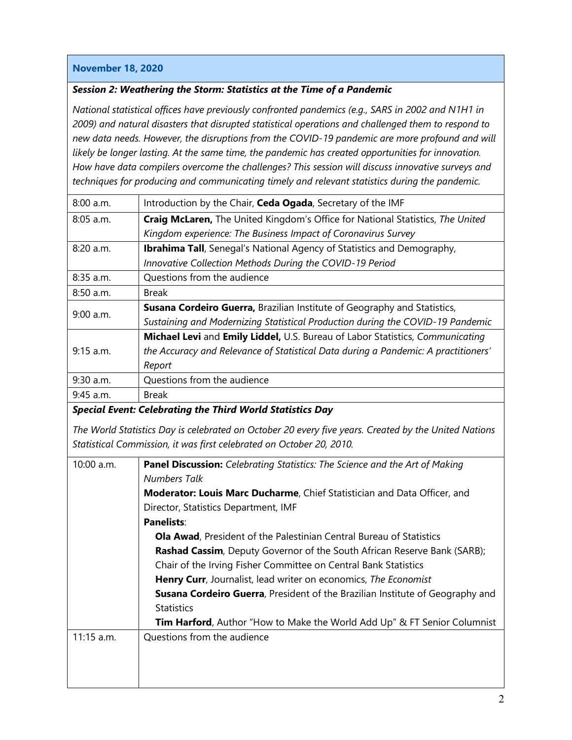**November 18, 2020**

***Session 2: Weathering the Storm: Statistics at the Time of a Pandemic***

*National statistical offices have previously confronted pandemics (e.g., SARS in 2002 and N1H1 in 2009) and natural disasters that disrupted statistical operations and challenged them to respond to new data needs. However, the disruptions from the COVID-19 pandemic are more profound and will likely be longer lasting. At the same time, the pandemic has created opportunities for innovation. How have data compilers overcome the challenges? This session will discuss innovative surveys and techniques for producing and communicating timely and relevant statistics during the pandemic.*

| | |
|---|---|
| 8:00 a.m. | Introduction by the Chair, **Ceda Ogada**, Secretary of the IMF |
| 8:05 a.m. | **Craig McLaren,** The United Kingdom's Office for National Statistics, *The United Kingdom experience: The Business Impact of Coronavirus Survey* |
| 8:20 a.m. | **Ibrahima Tall**, Senegal's National Agency of Statistics and Demography, *Innovative Collection Methods During the COVID-19 Period* |
| 8:35 a.m. | Questions from the audience |
| 8:50 a.m. | Break |
| 9:00 a.m. | **Susana Cordeiro Guerra,** Brazilian Institute of Geography and Statistics, *Sustaining and Modernizing Statistical Production during the COVID-19 Pandemic* |
| 9:15 a.m. | **Michael Levi** and **Emily Liddel,** U.S. Bureau of Labor Statistics, *Communicating the Accuracy and Relevance of Statistical Data during a Pandemic: A practitioners' Report* |
| 9:30 a.m. | Questions from the audience |
| 9:45 a.m. | Break |

***Special Event: Celebrating the Third World Statistics Day***

*The World Statistics Day is celebrated on October 20 every five years. Created by the United Nations Statistical Commission, it was first celebrated on October 20, 2010.*

| | |
|---|---|
| 10:00 a.m. | **Panel Discussion:** *Celebrating Statistics: The Science and the Art of Making Numbers Talk*<br>**Moderator: Louis Marc Ducharme**, Chief Statistician and Data Officer, and Director, Statistics Department, IMF<br>**Panelists**:<br>**Ola Awad**, President of the Palestinian Central Bureau of Statistics<br>**Rashad Cassim**, Deputy Governor of the South African Reserve Bank (SARB); Chair of the Irving Fisher Committee on Central Bank Statistics<br>**Henry Curr**, Journalist, lead writer on economics, *The Economist*<br>**Susana Cordeiro Guerra**, President of the Brazilian Institute of Geography and Statistics<br>**Tim Harford**, Author "How to Make the World Add Up" & FT Senior Columnist |
| 11:15 a.m. | Questions from the audience |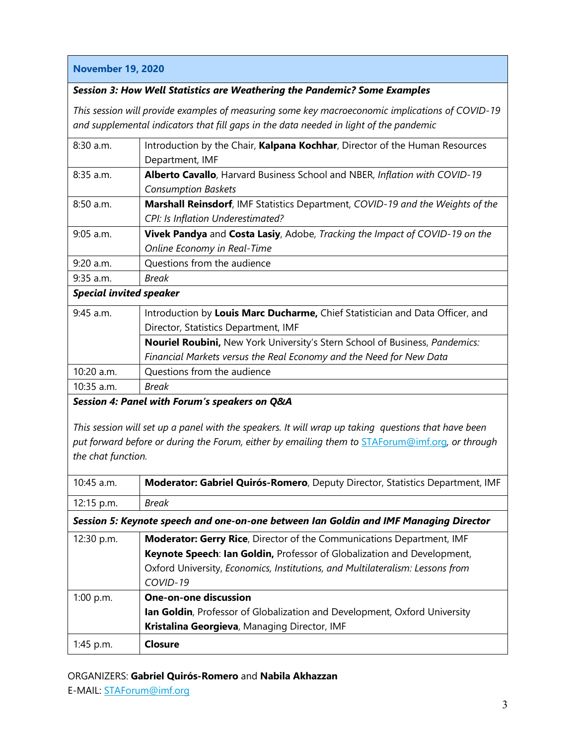| | |
|---|---|
| **November 19, 2020** | |
| ***Session 3: How Well Statistics are Weathering the Pandemic? Some Examples*** <br> *This session will provide examples of measuring some key macroeconomic implications of COVID-19 and supplemental indicators that fill gaps in the data needed in light of the pandemic* | |
| 8:30 a.m. | Introduction by the Chair, **Kalpana Kochhar**, Director of the Human Resources Department, IMF |
| 8:35 a.m. | **Alberto Cavallo**, Harvard Business School and NBER, *Inflation with COVID-19 Consumption Baskets* |
| 8:50 a.m. | **Marshall Reinsdorf**, IMF Statistics Department, *COVID-19 and the Weights of the CPI: Is Inflation Underestimated?* |
| 9:05 a.m. | **Vivek Pandya** and **Costa Lasiy**, Adobe, *Tracking the Impact of COVID-19 on the Online Economy in Real-Time* |
| 9:20 a.m. | Questions from the audience |
| 9:35 a.m. | *Break* |
| ***Special invited speaker*** | |
| 9:45 a.m. | Introduction by **Louis Marc Ducharme,** Chief Statistician and Data Officer, and Director, Statistics Department, IMF |
| | **Nouriel Roubini,** New York University's Stern School of Business, *Pandemics: Financial Markets versus the Real Economy and the Need for New Data* |
| 10:20 a.m. | Questions from the audience |
| 10:35 a.m. | *Break* |
| ***Session 4: Panel with Forum's speakers on Q&A*** <br> *This session will set up a panel with the speakers. It will wrap up taking questions that have been put forward before or during the Forum, either by emailing them to STAForum@imf.org, or through the chat function.* | |
| 10:45 a.m. | **Moderator: Gabriel Quirós-Romero**, Deputy Director, Statistics Department, IMF |
| 12:15 p.m. | *Break* |
| ***Session 5: Keynote speech and one-on-one between Ian Goldin and IMF Managing Director*** | |
| 12:30 p.m. | **Moderator: Gerry Rice**, Director of the Communications Department, IMF <br> **Keynote Speech**: **Ian Goldin,** Professor of Globalization and Development, Oxford University, *Economics, Institutions, and Multilateralism: Lessons from COVID-19* |
| 1:00 p.m. | **One-on-one discussion** <br> **Ian Goldin**, Professor of Globalization and Development, Oxford University <br> **Kristalina Georgieva**, Managing Director, IMF |
| 1:45 p.m. | **Closure** |

ORGANIZERS: **Gabriel Quirós-Romero** and **Nabila Akhazzan**
E-MAIL: STAForum@imf.org